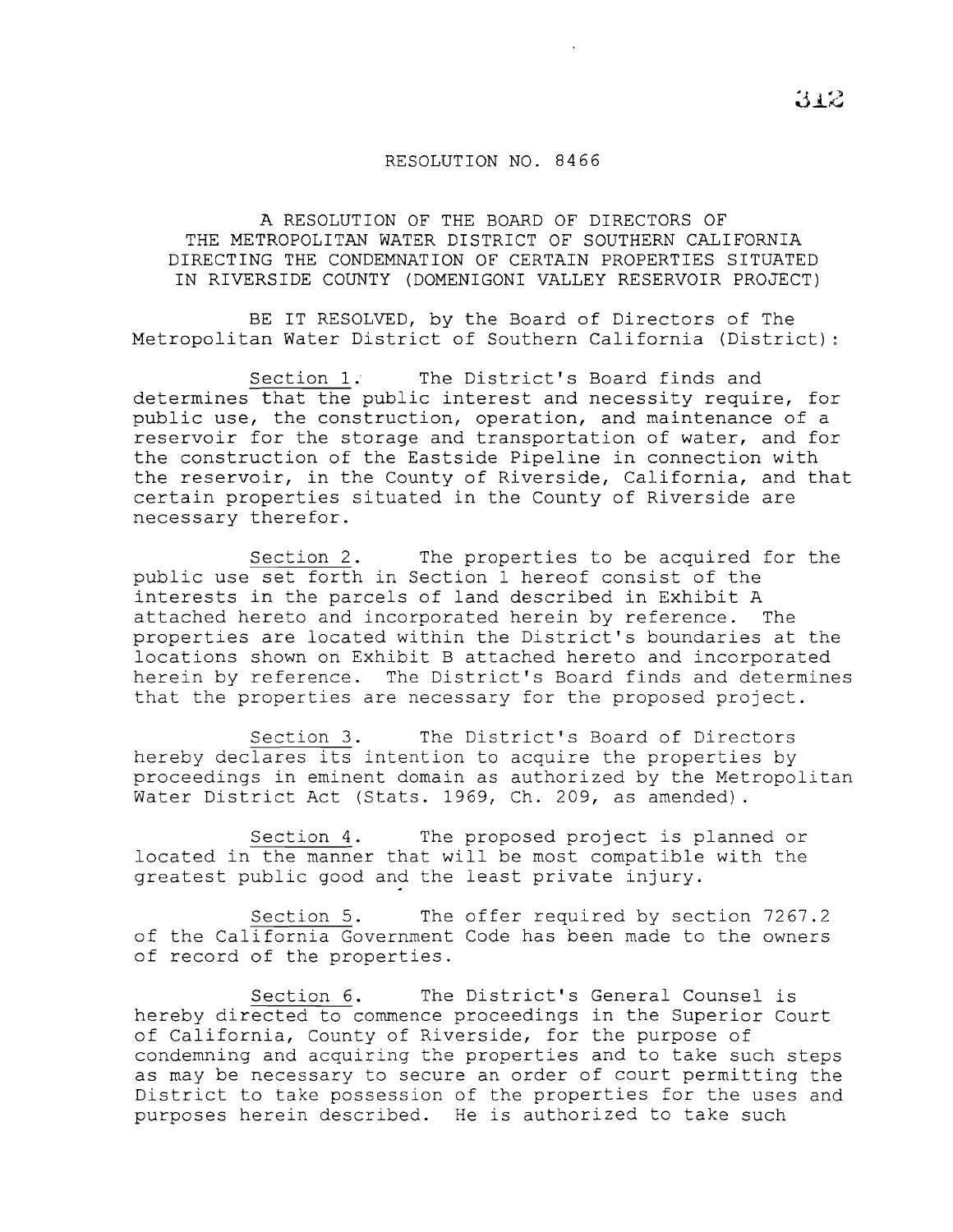RESOLUTION NO. 8466

A RESOLUTION OF THE BOARD OF DIRECTORS OF THE METROPOLITAN WATER DISTRICT OF SOUTHERN CALIFORNIA DIRECTING THE CONDEMNATION OF CERTAIN PROPERTIES SITUATED IN RIVERSIDE COUNTY (DOMENIGONI VALLEY RESERVOIR PROJECT)

BE IT RESOLVED, by the Board of Directors of The Metropolitan Water District of Southern California (District):

Section 1. The District's Board finds and determines that the public interest and necessity require, for public use, the construction, operation, and maintenance of a reservoir for the storage and transportation of water, and for the construction of the Eastside Pipeline in connection with the reservoir, in the County of Riverside, California, and that certain properties situated in the County of Riverside are necessary therefor.

Section 2. The properties to be acquired for the public use set forth in Section 1 hereof consist of the interests in the parcels of land described in Exhibit A attached hereto and incorporated herein by reference. The properties are located within the District's boundaries at the locations shown on Exhibit B attached hereto and incorporated herein by reference. The District's Board finds and determines that the properties are necessary for the proposed project.

Section 3. The District's Board of Directors hereby declares its intention to acquire the properties by proceedings in eminent domain as authorized by the Metropolitan Water District Act (Stats. 1969, Ch. 209, as amended).

Section 4. The proposed project is planned or located in the manner that will be most compatible with the greatest public good and the least private injury.

Section 5. The offer required by section 7267.2 of the California Government Code has been made to the owners of record of the properties.

Section 6. The District's General Counsel is hereby directed to commence proceedings in the Superior Court of California, County of Riverside, for the purpose of condemning and acquiring the properties and to take such steps as may be necessary to secure an order of court permitting the District to take possession of the properties for the uses and purposes herein described. He is authorized to take such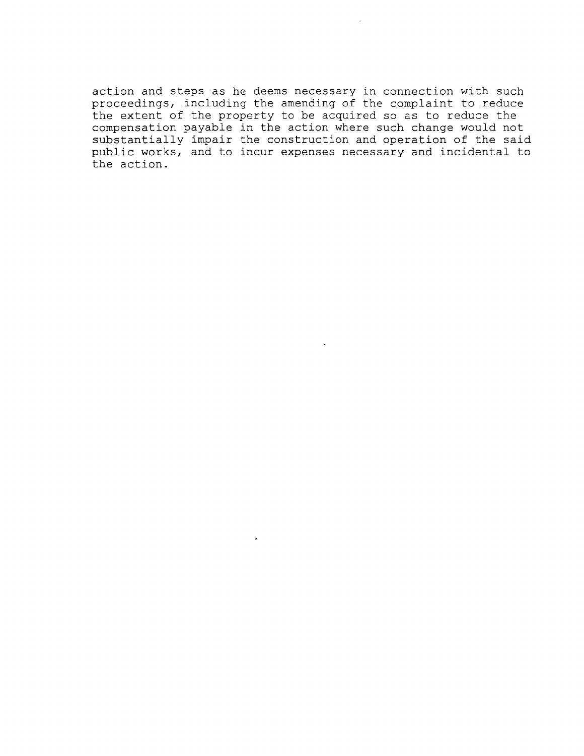action and steps as he deems necessary in connection with such proceedings, including the amending of the complaint to reduce the extent of the property to be acquired so as to reduce the compensation payable in the action where such change would not substantially impair the construction and operation of the said public works, and to incur expenses necessary and incidental to the action.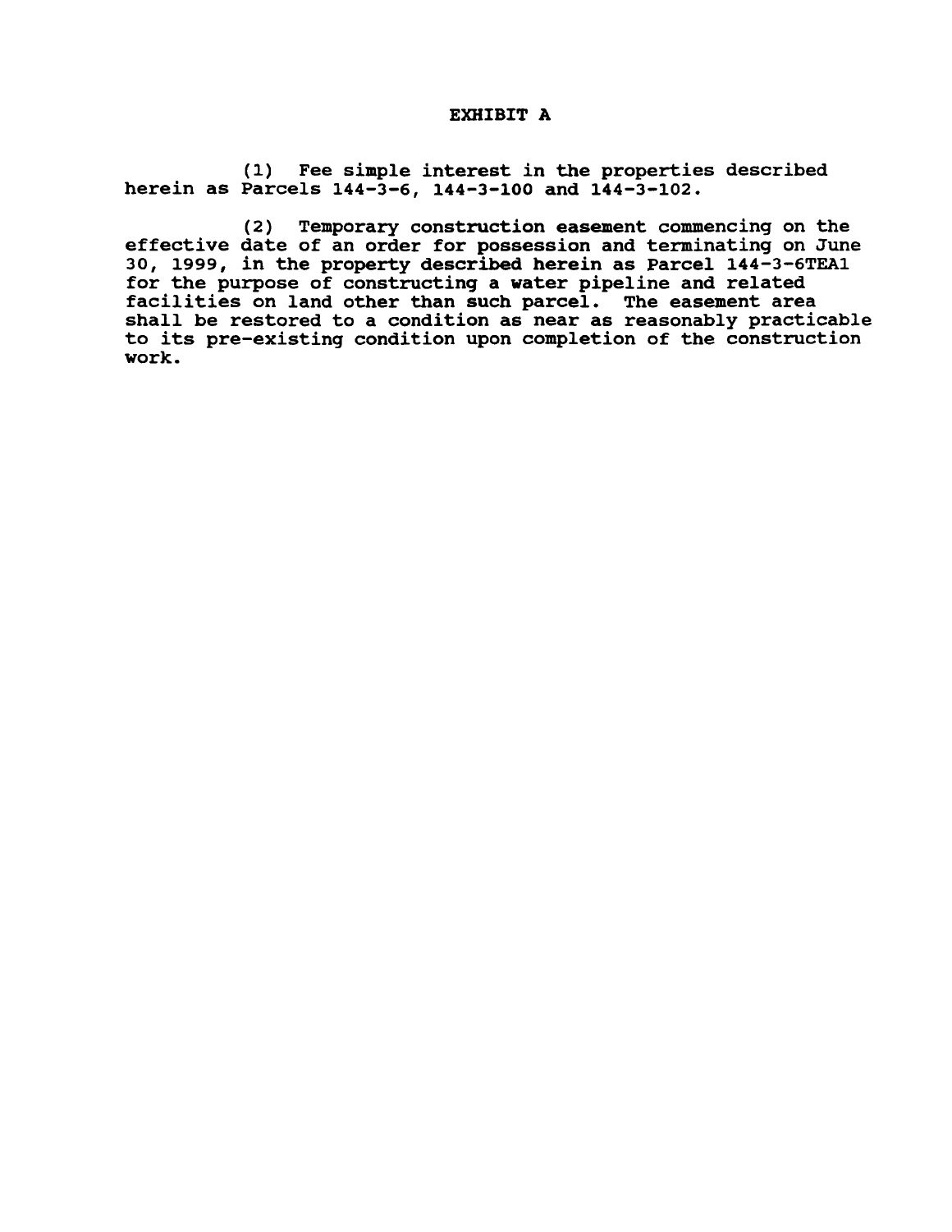# EXHIBIT A

(1) Fee simple interest in the properties described herein as Parcels 144-3-6, 144-3-100 and 144-3-102.

(2) Temporary construction easement commencing on the effective date of an order for possession and terminating on June 30, 1999, in the property described herein as Parcel 144-3-6TEA1 for the purpose of constructing a water pipeline and related facilities on land other than such parcel. The easement area shall be restored to a condition as near as reasonably practicable to its pre-existing condition upon completion of the construction work.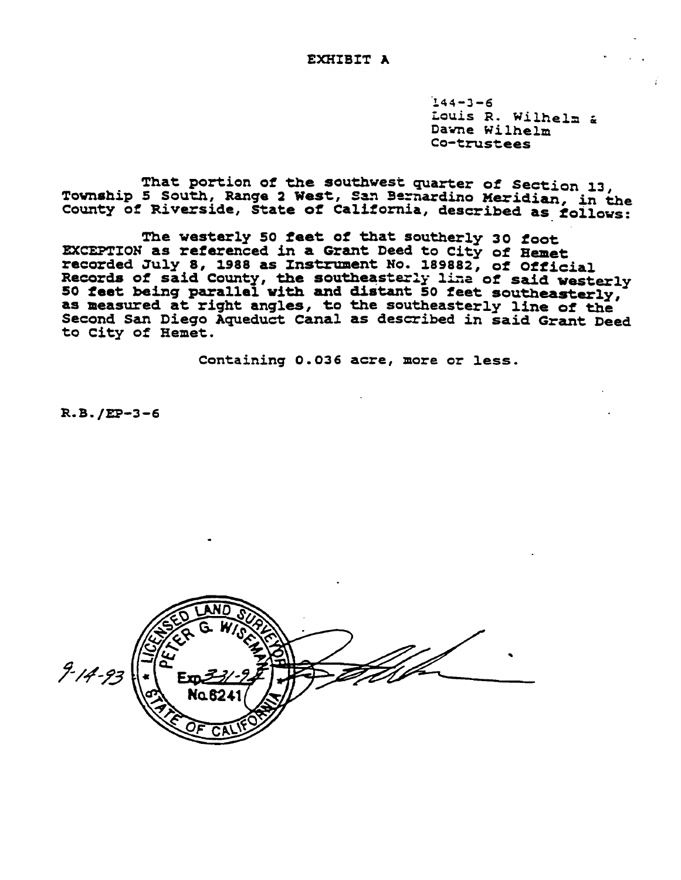# EXHIBIT A

144-3-6
Louis R. Wilhelm &
Dawne Wilhelm
Co-trustees

That portion of the southwest quarter of Section 13, Township 5 South, Range 2 West, San Bernardino Meridian, in the County of Riverside, State of California, described as follows:

The westerly 50 feet of that southerly 30 foot EXCEPTION as referenced in a Grant Deed to City of Hemet recorded July 8, 1988 as Instrument No. 189882, of Official Records of said County, the southeasterly line of said westerly 50 feet being parallel with and distant 50 feet southeasterly, as measured at right angles, to the southeasterly line of the Second San Diego Aqueduct Canal as described in said Grant Deed to City of Hemet.

Containing 0.036 acre, more or less.

R.B./EP-3-6

9-14-93

LICENSED LAND SURVEYOR
PETER G. WISEMAN
Exp. 3-31-9?
No. 6241
STATE OF CALIFORNIA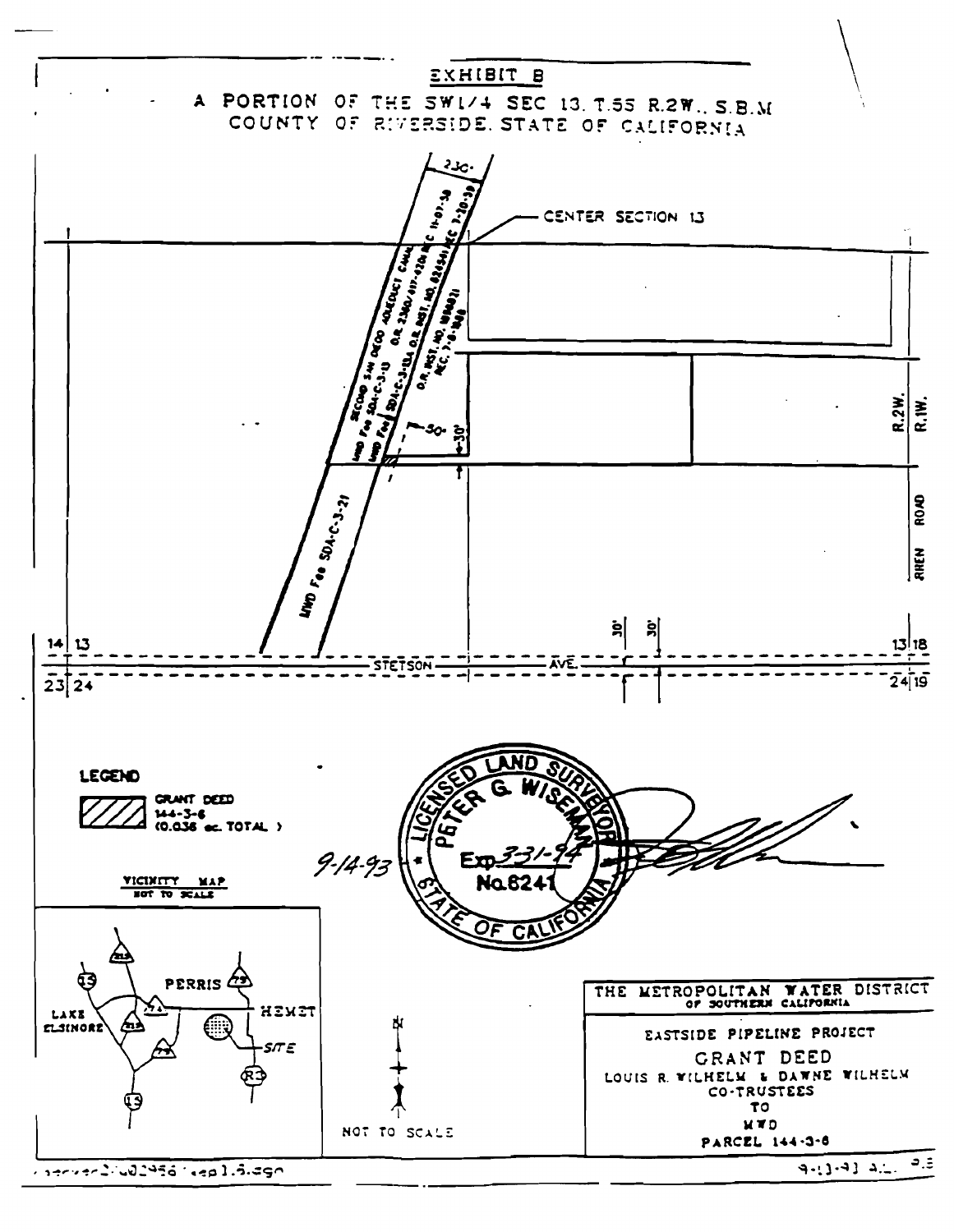# EXHIBIT B

## A PORTION OF THE SW1/4 SEC 13, T.5S R.2W., S.B.M. COUNTY OF RIVERSIDE, STATE OF CALIFORNIA

230'

CENTER SECTION 13

SECOND SAN DIEGO AQUEDUCT CANAL

MWD Fee SDA-C-3-13 O.R. 2360/497-420 REC 11-07-58

MWD Fee SDA-C-3-13A O.R. INST. NO. 82654 REC 7-20-39

O.R. INST. NO. 100021 REC. 7-8-1986

30'

30'

MWD Fee SDA-C-3-21

R.2W. | R.1W.

RHEN ROAD

30' 30'

14 | 13 — STETSON AVE. — 13 | 18

23 | 24 — 24 | 19

**LEGEND**

GRANT DEED
144-3-6
(0.036 ac. TOTAL)

LICENSED LAND SURVEYOR PETER G. WISEMAN Exp. 3-31-94 No. 6241 STATE OF CALIFORNIA

9-14-93

**VICINITY MAP**
NOT TO SCALE

15, 215, 74, 79, R3 — PERRIS, LAKE ELSINORE, HEMET, SITE

NOT TO SCALE

THE METROPOLITAN WATER DISTRICT OF SOUTHERN CALIFORNIA

EASTSIDE PIPELINE PROJECT

GRANT DEED
LOUIS R. WILHELM & DAWNE WILHELM
CO-TRUSTEES
TO
MWD
PARCEL 144-3-6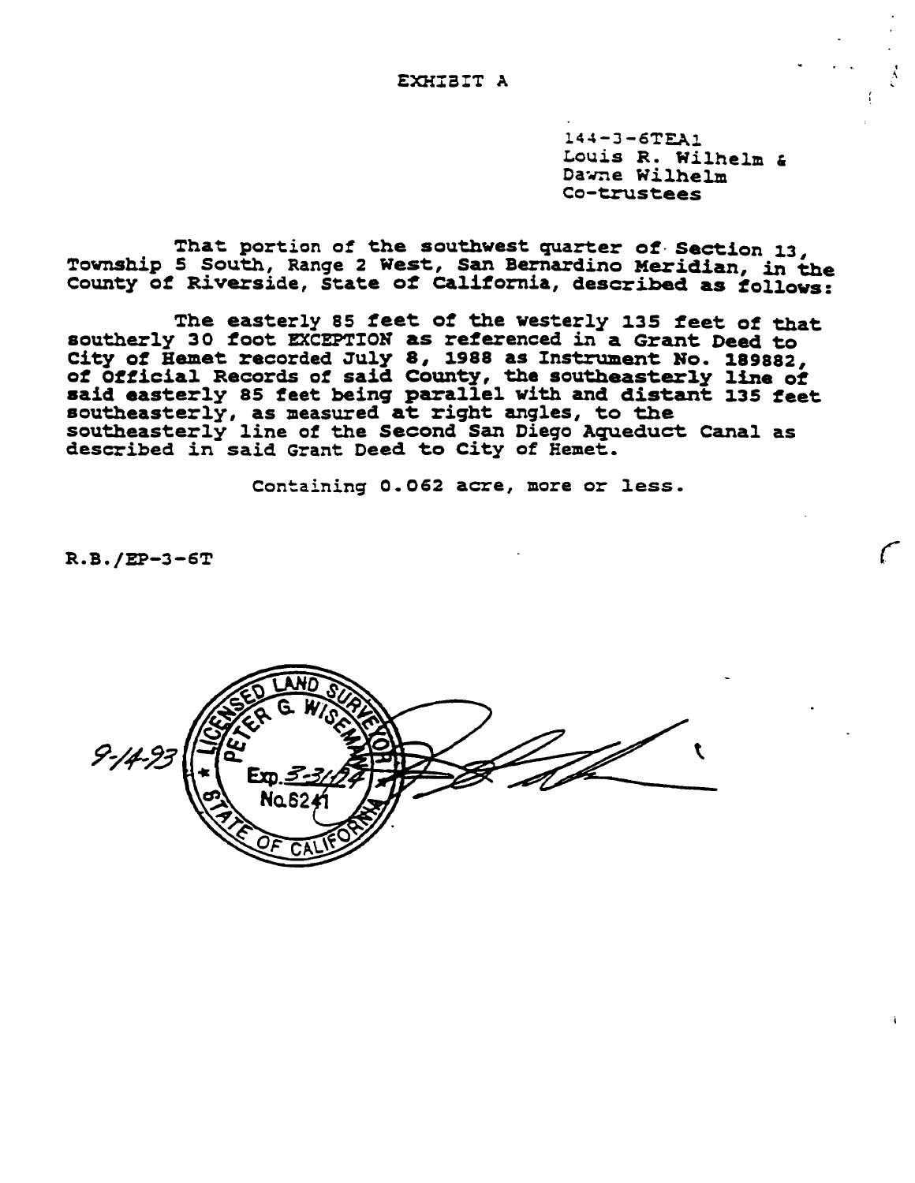# EXHIBIT A

144-3-6TEA1
Louis R. Wilhelm &
Dawne Wilhelm
Co-trustees

That portion of the southwest quarter of Section 13, Township 5 South, Range 2 West, San Bernardino Meridian, in the County of Riverside, State of California, described as follows:

The easterly 85 feet of the westerly 135 feet of that southerly 30 foot EXCEPTION as referenced in a Grant Deed to City of Hemet recorded July 8, 1988 as Instrument No. 189882, of Official Records of said County, the southeasterly line of said easterly 85 feet being parallel with and distant 135 feet southeasterly, as measured at right angles, to the southeasterly line of the Second San Diego Aqueduct Canal as described in said Grant Deed to City of Hemet.

Containing 0.062 acre, more or less.

R.B./EP-3-6T

9-14-93

LICENSED LAND SURVEYOR
PETER G. WISEMAN
Exp. 3-31-94
No. 6241
STATE OF CALIFORNIA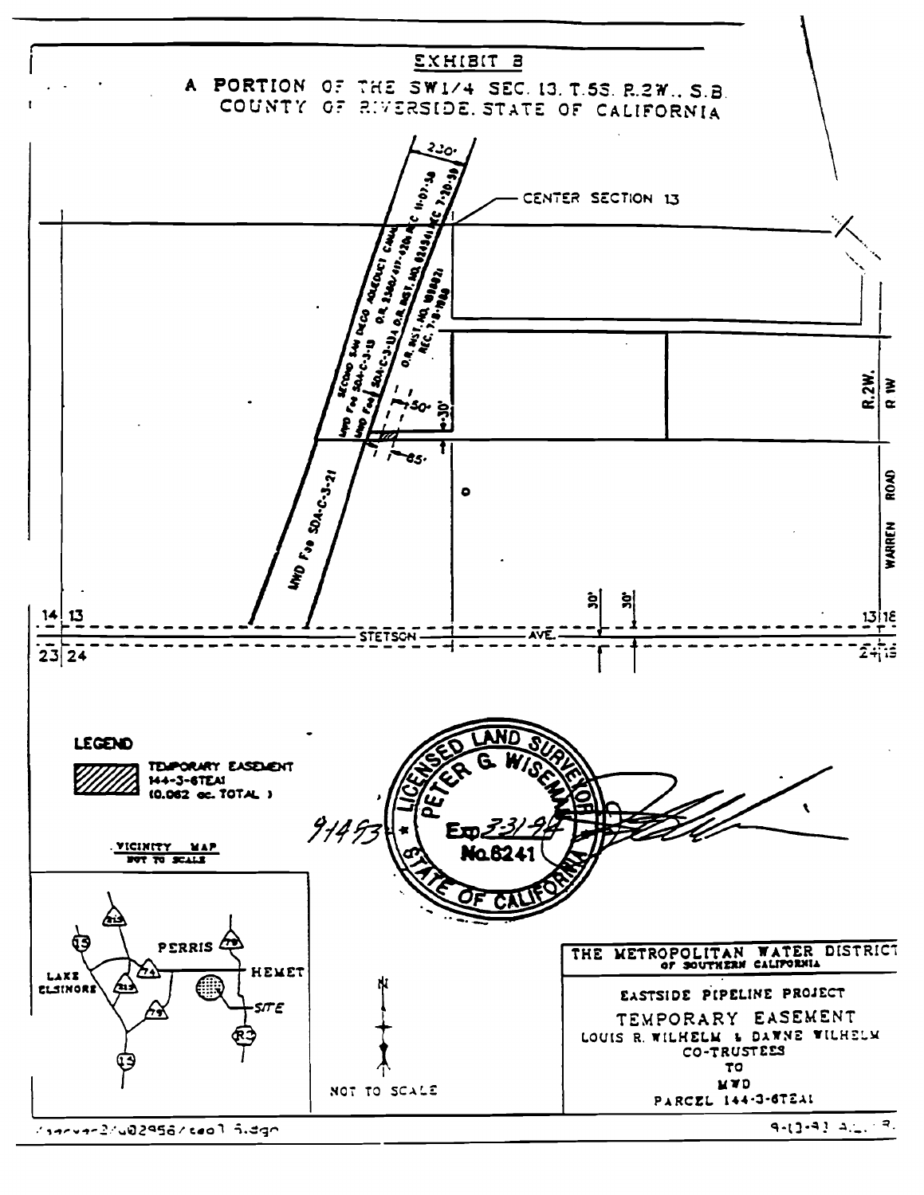# EXHIBIT B

## A PORTION OF THE SW1/4 SEC. 13, T.5S. R.2W., S.B.
## COUNTY OF RIVERSIDE, STATE OF CALIFORNIA

230'

CENTER SECTION 13

SECOND SAN DIEGO AQUEDUCT CANAL O.R. 2360/417-420, REC 11-07-58

MWD Fee SDA-C-3-13 O.R. INST. NO. 92434 REC 7-20-59

MWD Fee SDA-C-3-13A O.R. INST. NO. 181082 REC. 7-8-1986

50'

30'

65'

MWD Fee SDA-C-3-21

R.2W. | R.1W.

WARREN ROAD

30' 30'

14 | 13

23 | 24

STETSON AVE.

13 | 18

24 | 19

**LEGEND**

TEMPORARY EASEMENT
144-3-6TEA1
(0.062 ac. TOTAL)

LICENSED LAND SURVEYOR
PETER G. WISEMAN
Exp. 3-31-94
No. 6241
STATE OF CALIFORNIA

9/14/93

**VICINITY MAP**
NOT TO SCALE

PERRIS, HEMET, LAKE ELSINORE, SITE, 15, 215, 74, 79, R3

NOT TO SCALE

**THE METROPOLITAN WATER DISTRICT**
OF SOUTHERN CALIFORNIA

EASTSIDE PIPELINE PROJECT

TEMPORARY EASEMENT
LOUIS R. WILHELM & DAWNE WILHELM
CO-TRUSTEES
TO
MWD
PARCEL 144-3-6TEA1

/server2/u02956/tea1 5.dgn

9-13-93 A.L. R.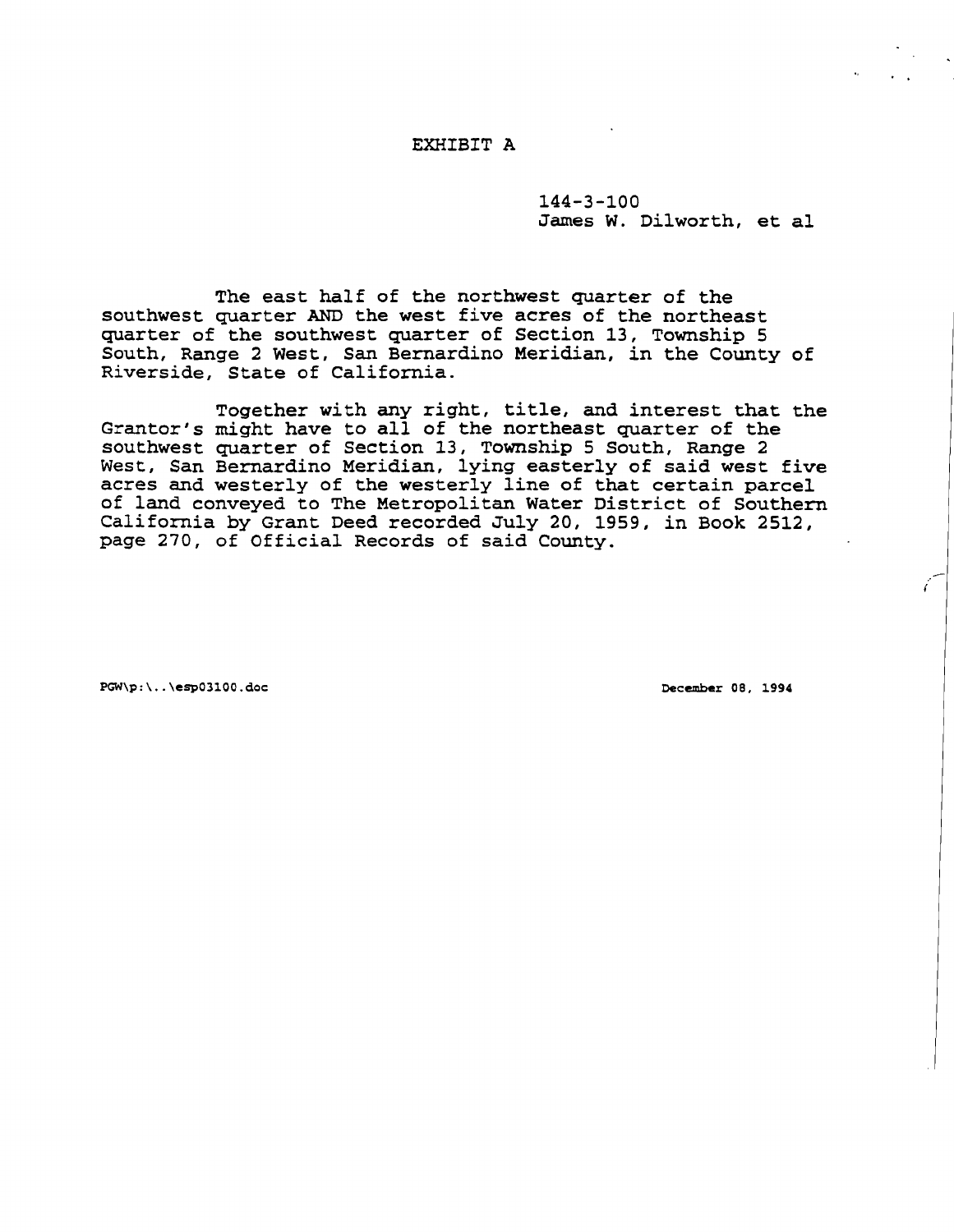# EXHIBIT A

144-3-100
James W. Dilworth, et al

The east half of the northwest quarter of the southwest quarter AND the west five acres of the northeast quarter of the southwest quarter of Section 13, Township 5 South, Range 2 West, San Bernardino Meridian, in the County of Riverside, State of California.

Together with any right, title, and interest that the Grantor's might have to all of the northeast quarter of the southwest quarter of Section 13, Township 5 South, Range 2 West, San Bernardino Meridian, lying easterly of said west five acres and westerly of the westerly line of that certain parcel of land conveyed to The Metropolitan Water District of Southern California by Grant Deed recorded July 20, 1959, in Book 2512, page 270, of Official Records of said County.

PGW\p:\..\esp03100.doc

December 08, 1994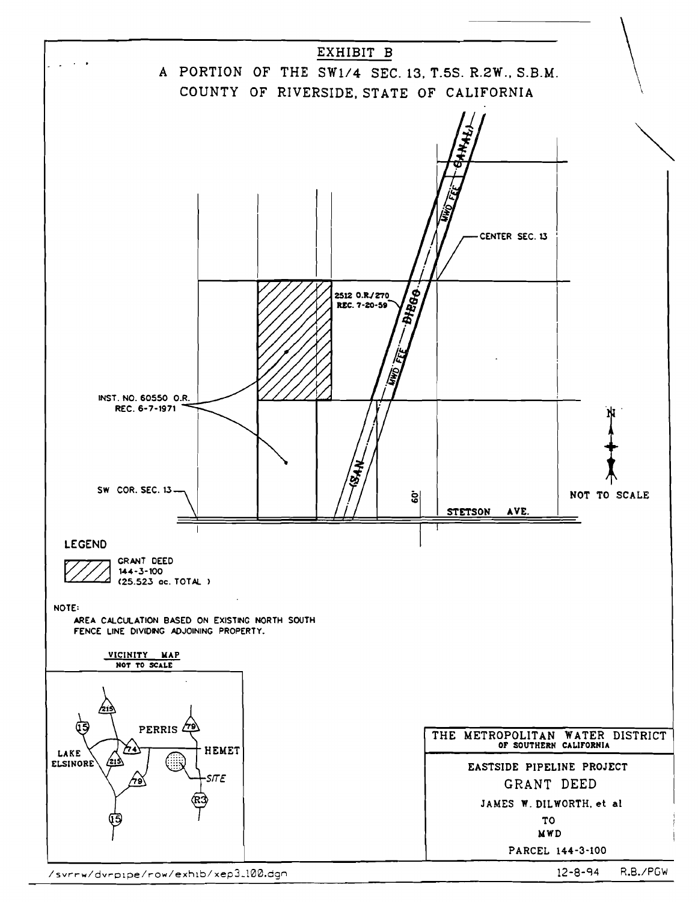# EXHIBIT B

## A PORTION OF THE SW1/4 SEC. 13, T.5S. R.2W., S.B.M.

## COUNTY OF RIVERSIDE, STATE OF CALIFORNIA

SAN DIEGO CANAL

MWD FEE

CENTER SEC. 13

2512 O.R./270
REC. 7-20-59

INST. NO. 60550 O.R.
REC. 6-7-1971

SW COR. SEC. 13

60'

STETSON AVE.

N

NOT TO SCALE

**LEGEND**

GRANT DEED
144-3-100
(25.523 ac. TOTAL )

**NOTE:**

AREA CALCULATION BASED ON EXISTING NORTH SOUTH FENCE LINE DIVIDING ADJOINING PROPERTY.

**VICINITY MAP**
NOT TO SCALE

215, 15, PERRIS, 79, 74, HEMET, LAKE ELSINORE, SITE, R3

**THE METROPOLITAN WATER DISTRICT**
OF SOUTHERN CALIFORNIA

EASTSIDE PIPELINE PROJECT

GRANT DEED

JAMES W. DILWORTH, et al

TO

MWD

PARCEL 144-3-100

/svrrw/dvrpipe/row/exhib/xep3_100.dgn

12-8-94 R.B./PGW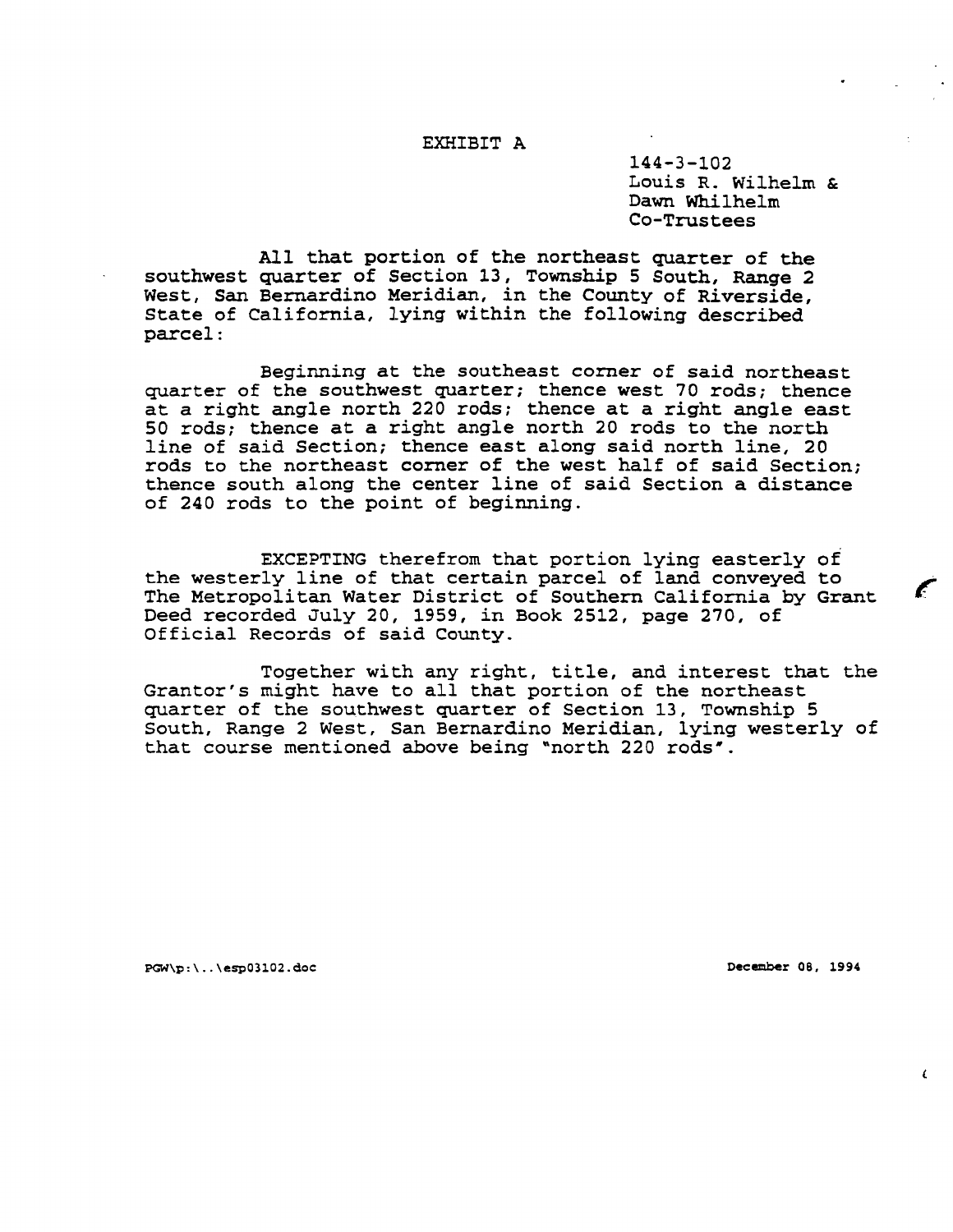# EXHIBIT A

144-3-102
Louis R. Wilhelm &
Dawn Whilhelm
Co-Trustees

All that portion of the northeast quarter of the southwest quarter of Section 13, Township 5 South, Range 2 West, San Bernardino Meridian, in the County of Riverside, State of California, lying within the following described parcel:

Beginning at the southeast corner of said northeast quarter of the southwest quarter; thence west 70 rods; thence at a right angle north 220 rods; thence at a right angle east 50 rods; thence at a right angle north 20 rods to the north line of said Section; thence east along said north line, 20 rods to the northeast corner of the west half of said Section; thence south along the center line of said Section a distance of 240 rods to the point of beginning.

EXCEPTING therefrom that portion lying easterly of the westerly line of that certain parcel of land conveyed to The Metropolitan Water District of Southern California by Grant Deed recorded July 20, 1959, in Book 2512, page 270, of Official Records of said County.

Together with any right, title, and interest that the Grantor's might have to all that portion of the northeast quarter of the southwest quarter of Section 13, Township 5 South, Range 2 West, San Bernardino Meridian, lying westerly of that course mentioned above being "north 220 rods".

PGW\p:\..\esp03102.doc December 08, 1994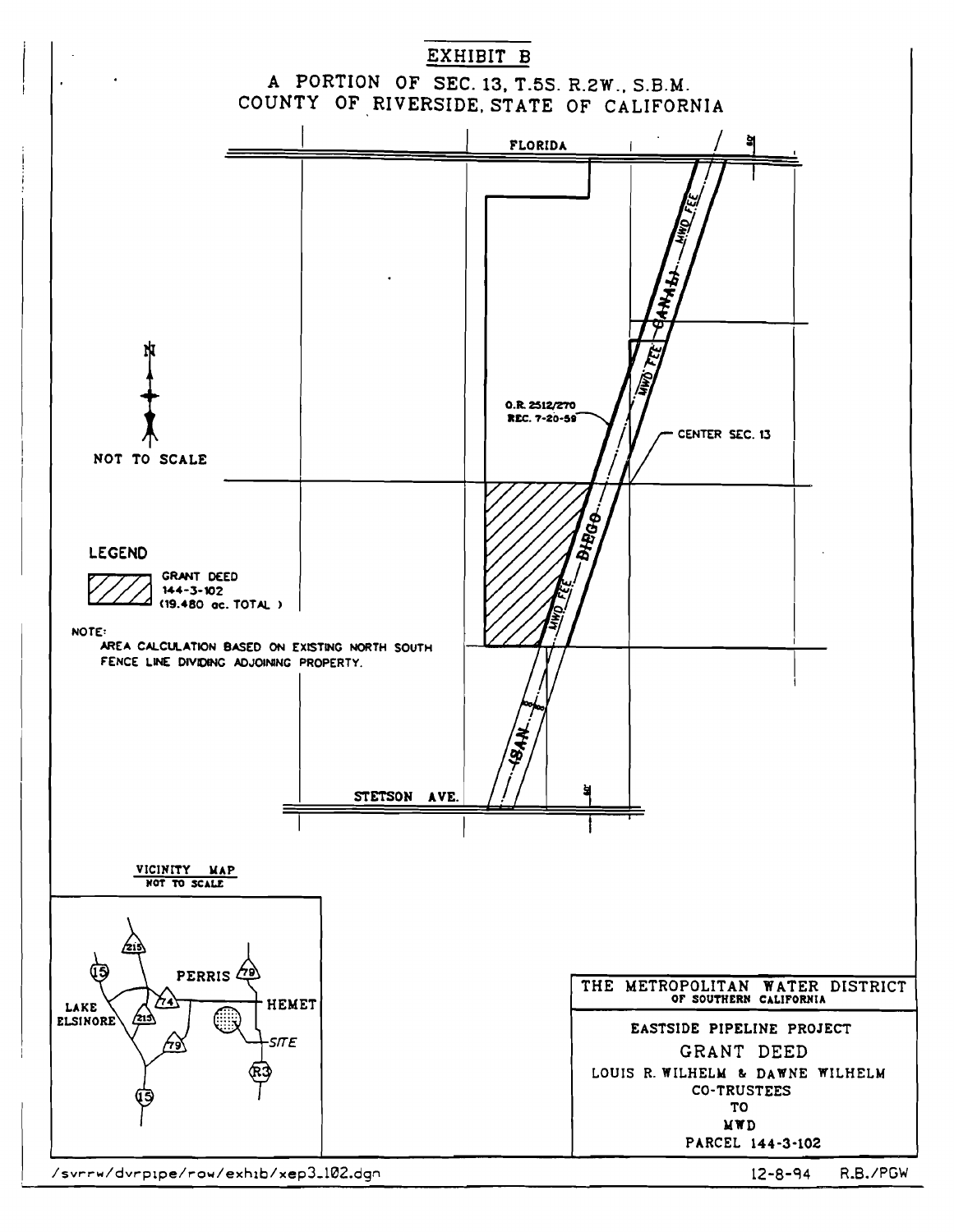# EXHIBIT B

## A PORTION OF SEC. 13, T.5S. R.2W., S.B.M.
## COUNTY OF RIVERSIDE, STATE OF CALIFORNIA

FLORIDA

MWD FEE

CANAL

MWD FEE

O.R. 2512/270
REC. 7-20-59

CENTER SEC. 13

DIEGO

MWD FEE

SAN

STETSON AVE.

N

NOT TO SCALE

**LEGEND**

GRANT DEED
144-3-102
(19.480 ac. TOTAL)

NOTE:
AREA CALCULATION BASED ON EXISTING NORTH SOUTH FENCE LINE DIVIDING ADJOINING PROPERTY.

**VICINITY MAP**
NOT TO SCALE

215, 15, PERRIS, 79, LAKE ELSINORE, 74, 215, HEMET, 79, SITE, R3, 15

**THE METROPOLITAN WATER DISTRICT**
OF SOUTHERN CALIFORNIA

EASTSIDE PIPELINE PROJECT

GRANT DEED

LOUIS R. WILHELM & DAWNE WILHELM
CO-TRUSTEES
TO
MWD
PARCEL 144-3-102

/svrrw/dvrpipe/row/exhib/xep3_102.dgn

12-8-94 R.B./PGW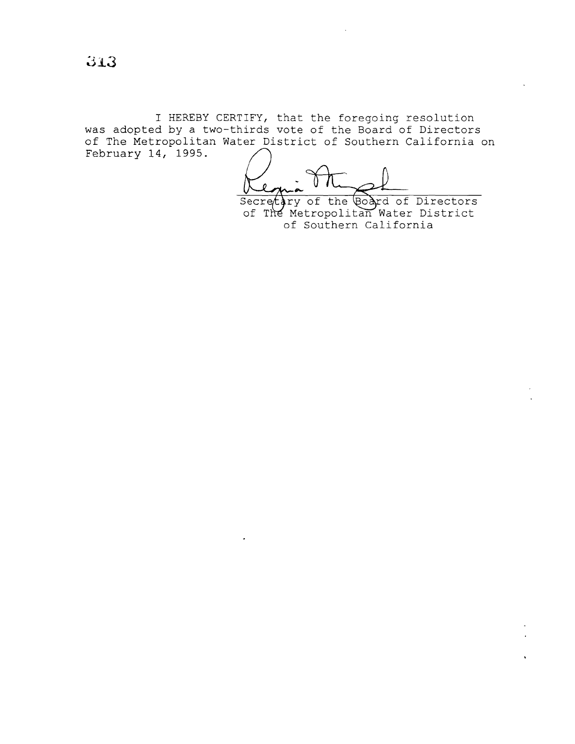I HEREBY CERTIFY, that the foregoing resolution was adopted by a two-thirds vote of the Board of Directors of The Metropolitan Water District of Southern California on February 14, 1995.

Secretary of the Board of Directors
of The Metropolitan Water District
of Southern California